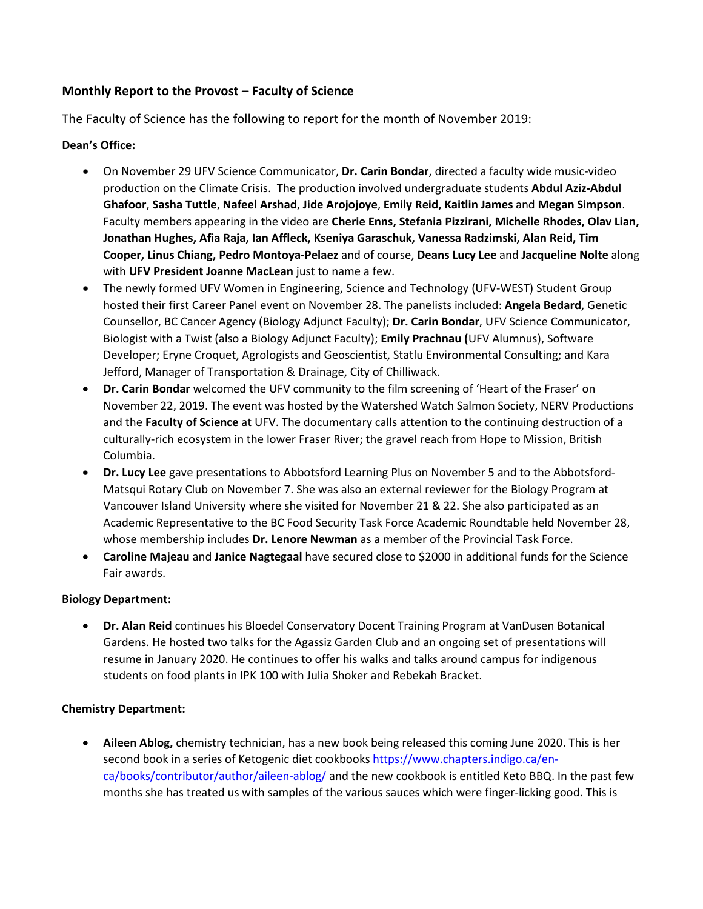**Monthly Report to the Provost – Faculty of Science**

The Faculty of Science has the following to report for the month of November 2019:

**Dean's Office:**

- On November 29 UFV Science Communicator, **Dr. Carin Bondar**, directed a faculty wide music-video production on the Climate Crisis. The production involved undergraduate students **Abdul Aziz-Abdul Ghafoor**, **Sasha Tuttle**, **Nafeel Arshad**, **Jide Arojojoye**, **Emily Reid, Kaitlin James** and **Megan Simpson**. Faculty members appearing in the video are **Cherie Enns, Stefania Pizzirani, Michelle Rhodes, Olav Lian, Jonathan Hughes, Afia Raja, Ian Affleck, Kseniya Garaschuk, Vanessa Radzimski, Alan Reid, Tim Cooper, Linus Chiang, Pedro Montoya-Pelaez** and of course, **Deans Lucy Lee** and **Jacqueline Nolte** along with **UFV President Joanne MacLean** just to name a few.
- The newly formed UFV Women in Engineering, Science and Technology (UFV-WEST) Student Group hosted their first Career Panel event on November 28. The panelists included: **Angela Bedard**, Genetic Counsellor, BC Cancer Agency (Biology Adjunct Faculty); **Dr. Carin Bondar**, UFV Science Communicator, Biologist with a Twist (also a Biology Adjunct Faculty); **Emily Prachnau (**UFV Alumnus), Software Developer; Eryne Croquet, Agrologists and Geoscientist, Statlu Environmental Consulting; and Kara Jefford, Manager of Transportation & Drainage, City of Chilliwack.
- **Dr. Carin Bondar** welcomed the UFV community to the film screening of 'Heart of the Fraser' on November 22, 2019. The event was hosted by the Watershed Watch Salmon Society, NERV Productions and the **Faculty of Science** at UFV. The documentary calls attention to the continuing destruction of a culturally-rich ecosystem in the lower Fraser River; the gravel reach from Hope to Mission, British Columbia.
- **Dr. Lucy Lee** gave presentations to Abbotsford Learning Plus on November 5 and to the Abbotsford-Matsqui Rotary Club on November 7. She was also an external reviewer for the Biology Program at Vancouver Island University where she visited for November 21 & 22. She also participated as an Academic Representative to the BC Food Security Task Force Academic Roundtable held November 28, whose membership includes **Dr. Lenore Newman** as a member of the Provincial Task Force.
- **Caroline Majeau** and **Janice Nagtegaal** have secured close to $2000 in additional funds for the Science Fair awards.

**Biology Department:**

- **Dr. Alan Reid** continues his Bloedel Conservatory Docent Training Program at VanDusen Botanical Gardens. He hosted two talks for the Agassiz Garden Club and an ongoing set of presentations will resume in January 2020. He continues to offer his walks and talks around campus for indigenous students on food plants in IPK 100 with Julia Shoker and Rebekah Bracket.

**Chemistry Department:**

- **Aileen Ablog,** chemistry technician, has a new book being released this coming June 2020. This is her second book in a series of Ketogenic diet cookbooks https://www.chapters.indigo.ca/en-ca/books/contributor/author/aileen-ablog/ and the new cookbook is entitled Keto BBQ. In the past few months she has treated us with samples of the various sauces which were finger-licking good. This is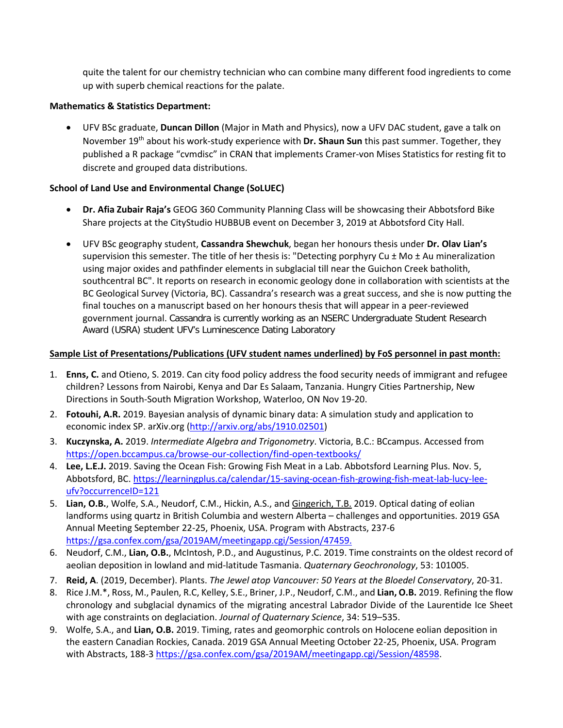quite the talent for our chemistry technician who can combine many different food ingredients to come up with superb chemical reactions for the palate.

**Mathematics & Statistics Department:**

- UFV BSc graduate, **Duncan Dillon** (Major in Math and Physics), now a UFV DAC student, gave a talk on November 19th about his work-study experience with **Dr. Shaun Sun** this past summer. Together, they published a R package "cvmdisc" in CRAN that implements Cramer-von Mises Statistics for resting fit to discrete and grouped data distributions.

**School of Land Use and Environmental Change (SoLUEC)**

- **Dr. Afia Zubair Raja's** GEOG 360 Community Planning Class will be showcasing their Abbotsford Bike Share projects at the CityStudio HUBBUB event on December 3, 2019 at Abbotsford City Hall.

- UFV BSc geography student, **Cassandra Shewchuk**, began her honours thesis under **Dr. Olav Lian's** supervision this semester. The title of her thesis is: "Detecting porphyry Cu ± Mo ± Au mineralization using major oxides and pathfinder elements in subglacial till near the Guichon Creek batholith, southcentral BC". It reports on research in economic geology done in collaboration with scientists at the BC Geological Survey (Victoria, BC). Cassandra's research was a great success, and she is now putting the final touches on a manuscript based on her honours thesis that will appear in a peer-reviewed government journal. Cassandra is currently working as an NSERC Undergraduate Student Research Award (USRA) student UFV's Luminescence Dating Laboratory

<u>**Sample List of Presentations/Publications (UFV student names underlined) by FoS personnel in past month:**</u>

1. **Enns, C.** and Otieno, S. 2019. Can city food policy address the food security needs of immigrant and refugee children? Lessons from Nairobi, Kenya and Dar Es Salaam, Tanzania. Hungry Cities Partnership, New Directions in South-South Migration Workshop, Waterloo, ON Nov 19-20.
2. **Fotouhi, A.R.** 2019. Bayesian analysis of dynamic binary data: A simulation study and application to economic index SP. arXiv.org (http://arxiv.org/abs/1910.02501)
3. **Kuczynska, A.** 2019. *Intermediate Algebra and Trigonometry*. Victoria, B.C.: BCcampus. Accessed from https://open.bccampus.ca/browse-our-collection/find-open-textbooks/
4. **Lee, L.E.J.** 2019. Saving the Ocean Fish: Growing Fish Meat in a Lab. Abbotsford Learning Plus. Nov. 5, Abbotsford, BC. https://learningplus.ca/calendar/15-saving-ocean-fish-growing-fish-meat-lab-lucy-lee-ufv?occurrenceID=121
5. **Lian, O.B.**, Wolfe, S.A., Neudorf, C.M., Hickin, A.S., and <u>Gingerich, T.B.</u> 2019. Optical dating of eolian landforms using quartz in British Columbia and western Alberta – challenges and opportunities. 2019 GSA Annual Meeting September 22-25, Phoenix, USA. Program with Abstracts, 237-6 https://gsa.confex.com/gsa/2019AM/meetingapp.cgi/Session/47459.
6. Neudorf, C.M., **Lian, O.B.**, McIntosh, P.D., and Augustinus, P.C. 2019. Time constraints on the oldest record of aeolian deposition in lowland and mid-latitude Tasmania. *Quaternary Geochronology*, 53: 101005.
7. **Reid, A**. (2019, December). Plants. *The Jewel atop Vancouver: 50 Years at the Bloedel Conservatory*, 20-31.
8. Rice J.M.*, Ross, M., Paulen, R.C, Kelley, S.E., Briner, J.P., Neudorf, C.M., and **Lian, O.B.** 2019. Refining the flow chronology and subglacial dynamics of the migrating ancestral Labrador Divide of the Laurentide Ice Sheet with age constraints on deglaciation. *Journal of Quaternary Science*, 34: 519–535.
9. Wolfe, S.A., and **Lian, O.B.** 2019. Timing, rates and geomorphic controls on Holocene eolian deposition in the eastern Canadian Rockies, Canada. 2019 GSA Annual Meeting October 22-25, Phoenix, USA. Program with Abstracts, 188-3 https://gsa.confex.com/gsa/2019AM/meetingapp.cgi/Session/48598.